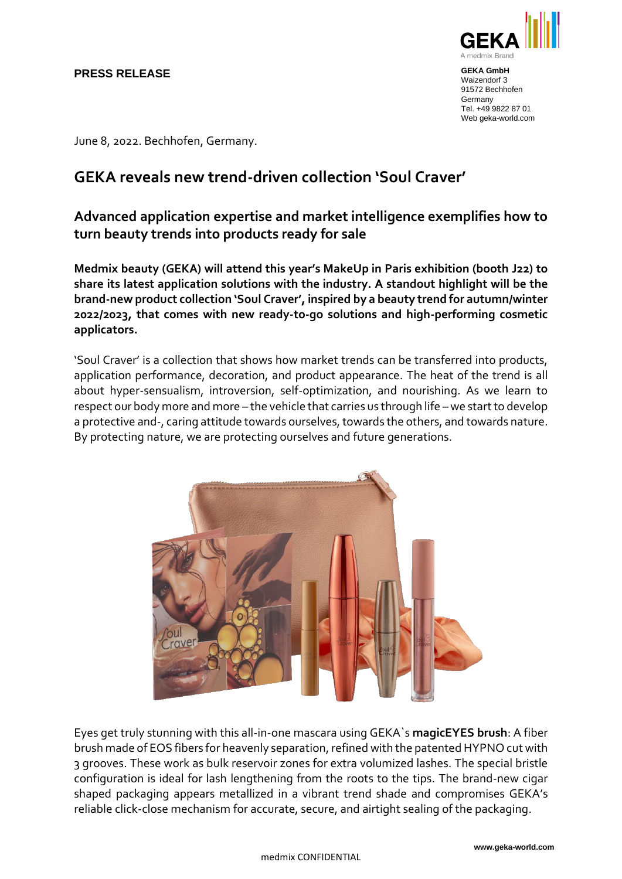**PRESS RELEASE**

**GEKA GmbH**
Waizendorf 3
91572 Bechhofen
Germany
Tel. +49 9822 87 01
Web geka-world.com

June 8, 2022. Bechhofen, Germany.

# GEKA reveals new trend-driven collection 'Soul Craver'

## Advanced application expertise and market intelligence exemplifies how to turn beauty trends into products ready for sale

**Medmix beauty (GEKA) will attend this year's MakeUp in Paris exhibition (booth J22) to share its latest application solutions with the industry. A standout highlight will be the brand-new product collection 'Soul Craver', inspired by a beauty trend for autumn/winter 2022/2023, that comes with new ready-to-go solutions and high-performing cosmetic applicators.**

'Soul Craver' is a collection that shows how market trends can be transferred into products, application performance, decoration, and product appearance. The heat of the trend is all about hyper-sensualism, introversion, self-optimization, and nourishing. As we learn to respect our body more and more – the vehicle that carries us through life – we start to develop a protective and-, caring attitude towards ourselves, towards the others, and towards nature. By protecting nature, we are protecting ourselves and future generations.

Eyes get truly stunning with this all-in-one mascara using GEKA`s **magicEYES brush**: A fiber brush made of EOS fibers for heavenly separation, refined with the patented HYPNO cut with 3 grooves. These work as bulk reservoir zones for extra volumized lashes. The special bristle configuration is ideal for lash lengthening from the roots to the tips. The brand-new cigar shaped packaging appears metallized in a vibrant trend shade and compromises GEKA's reliable click-close mechanism for accurate, secure, and airtight sealing of the packaging.

medmix CONFIDENTIAL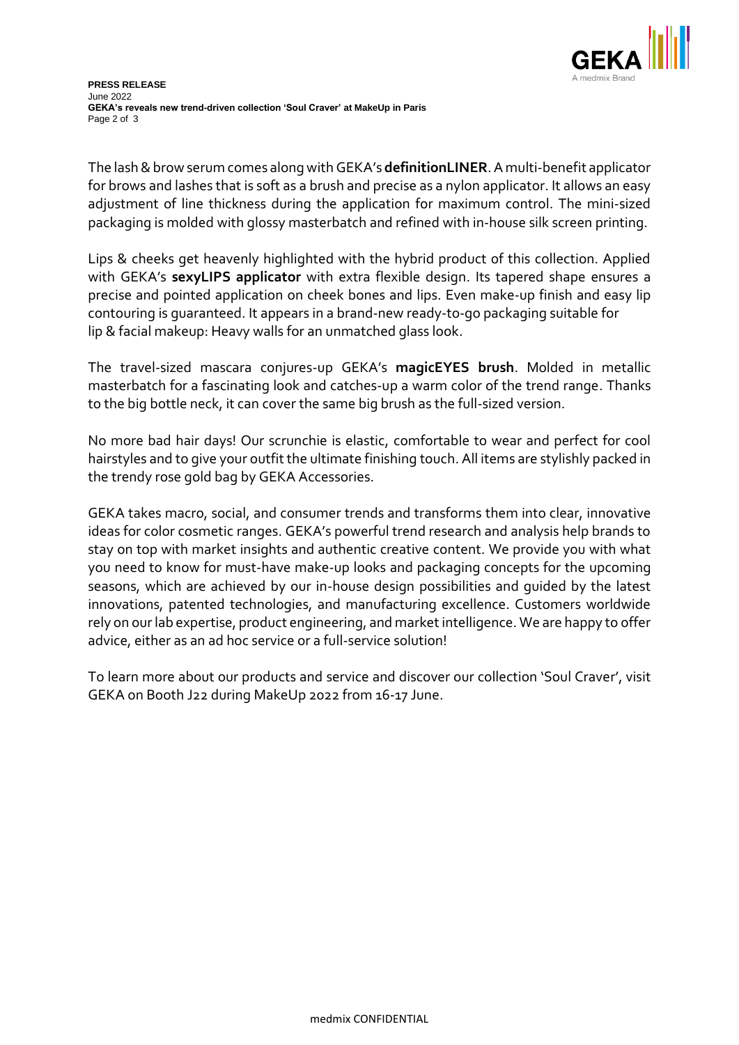The lash & brow serum comes along with GEKA's **definitionLINER**. A multi-benefit applicator for brows and lashes that is soft as a brush and precise as a nylon applicator. It allows an easy adjustment of line thickness during the application for maximum control. The mini-sized packaging is molded with glossy masterbatch and refined with in-house silk screen printing.

Lips & cheeks get heavenly highlighted with the hybrid product of this collection. Applied with GEKA's **sexyLIPS applicator** with extra flexible design. Its tapered shape ensures a precise and pointed application on cheek bones and lips. Even make-up finish and easy lip contouring is guaranteed. It appears in a brand-new ready-to-go packaging suitable for lip & facial makeup: Heavy walls for an unmatched glass look.

The travel-sized mascara conjures-up GEKA's **magicEYES brush**. Molded in metallic masterbatch for a fascinating look and catches-up a warm color of the trend range. Thanks to the big bottle neck, it can cover the same big brush as the full-sized version.

No more bad hair days! Our scrunchie is elastic, comfortable to wear and perfect for cool hairstyles and to give your outfit the ultimate finishing touch. All items are stylishly packed in the trendy rose gold bag by GEKA Accessories.

GEKA takes macro, social, and consumer trends and transforms them into clear, innovative ideas for color cosmetic ranges. GEKA's powerful trend research and analysis help brands to stay on top with market insights and authentic creative content. We provide you with what you need to know for must-have make-up looks and packaging concepts for the upcoming seasons, which are achieved by our in-house design possibilities and guided by the latest innovations, patented technologies, and manufacturing excellence. Customers worldwide rely on our lab expertise, product engineering, and market intelligence. We are happy to offer advice, either as an ad hoc service or a full-service solution!

To learn more about our products and service and discover our collection 'Soul Craver', visit GEKA on Booth J22 during MakeUp 2022 from 16-17 June.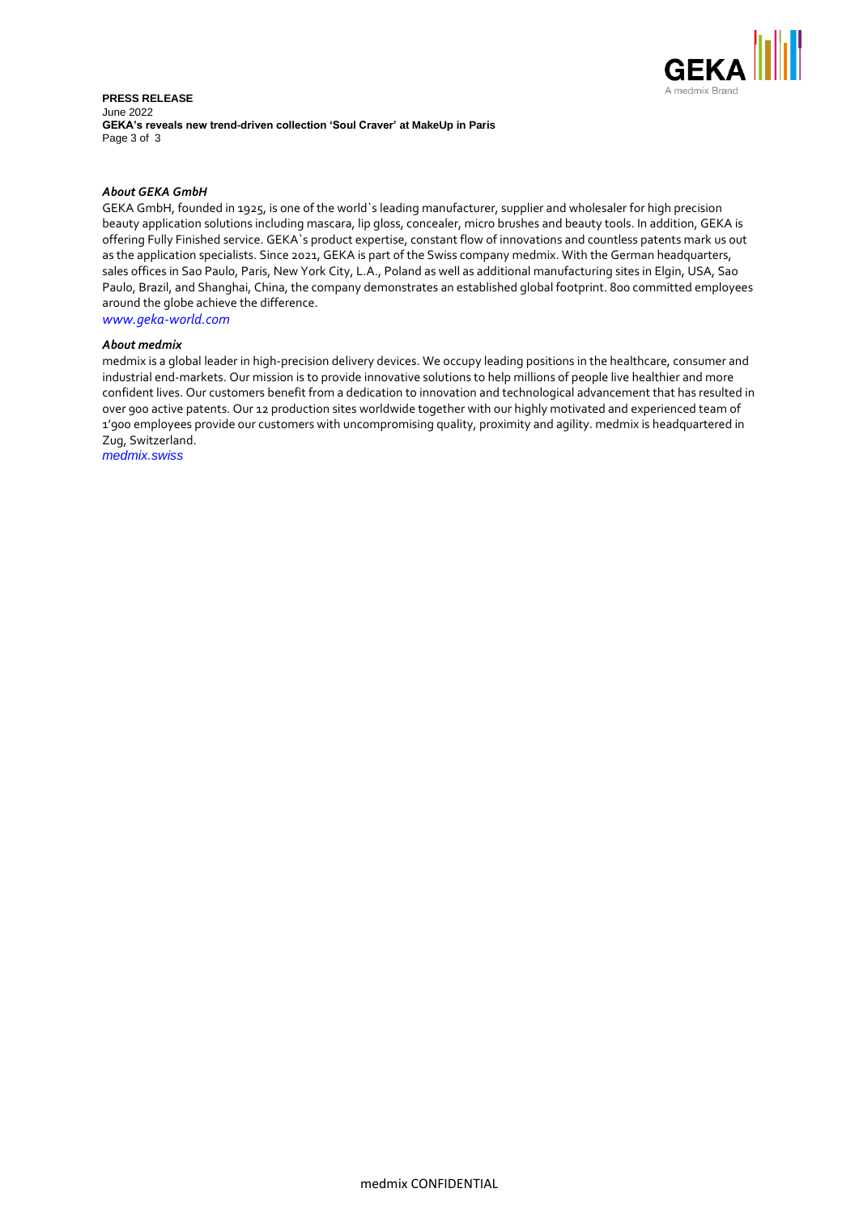### *About GEKA GmbH*

GEKA GmbH, founded in 1925, is one of the world`s leading manufacturer, supplier and wholesaler for high precision beauty application solutions including mascara, lip gloss, concealer, micro brushes and beauty tools. In addition, GEKA is offering Fully Finished service. GEKA`s product expertise, constant flow of innovations and countless patents mark us out as the application specialists. Since 2021, GEKA is part of the Swiss company medmix. With the German headquarters, sales offices in Sao Paulo, Paris, New York City, L.A., Poland as well as additional manufacturing sites in Elgin, USA, Sao Paulo, Brazil, and Shanghai, China, the company demonstrates an established global footprint. 800 committed employees around the globe achieve the difference.

*www.geka-world.com*

### *About medmix*

medmix is a global leader in high-precision delivery devices. We occupy leading positions in the healthcare, consumer and industrial end-markets. Our mission is to provide innovative solutions to help millions of people live healthier and more confident lives. Our customers benefit from a dedication to innovation and technological advancement that has resulted in over 900 active patents. Our 12 production sites worldwide together with our highly motivated and experienced team of 1'900 employees provide our customers with uncompromising quality, proximity and agility. medmix is headquartered in Zug, Switzerland.

*medmix.swiss*